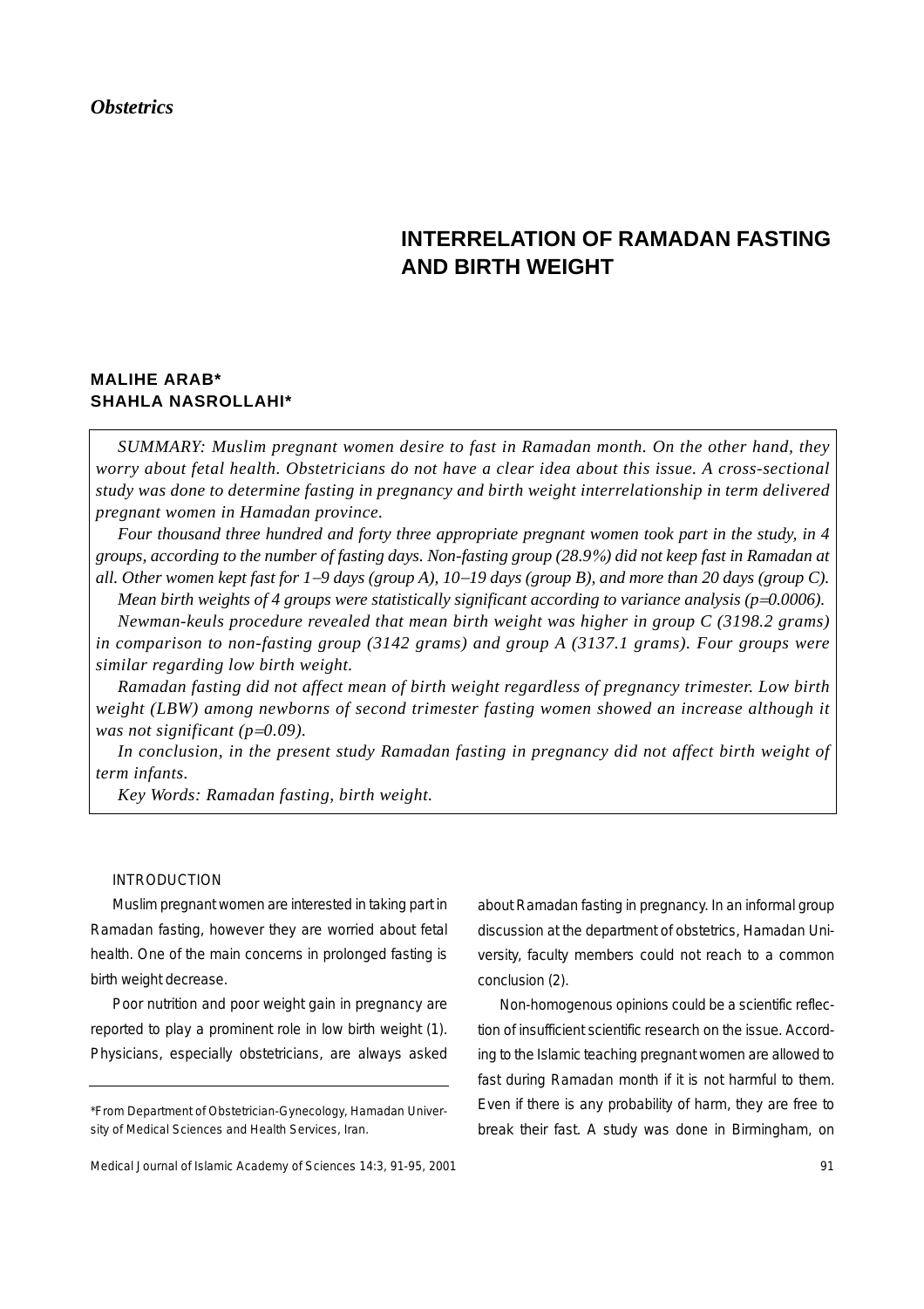*Obstetrics*

# INTERRELATION OF RAMADAN FASTING AND BIRTH WEIGHT

**MALIHE ARAB***
**SHAHLA NASROLLAHI***

*SUMMARY: Muslim pregnant women desire to fast in Ramadan month. On the other hand, they worry about fetal health. Obstetricians do not have a clear idea about this issue. A cross-sectional study was done to determine fasting in pregnancy and birth weight interrelationship in term delivered pregnant women in Hamadan province.*

*Four thousand three hundred and forty three appropriate pregnant women took part in the study, in 4 groups, according to the number of fasting days. Non-fasting group (28.9%) did not keep fast in Ramadan at all. Other women kept fast for 1–9 days (group A), 10–19 days (group B), and more than 20 days (group C).*

*Mean birth weights of 4 groups were statistically significant according to variance analysis ($p=0.0006$).*

*Newman-keuls procedure revealed that mean birth weight was higher in group C (3198.2 grams) in comparison to non-fasting group (3142 grams) and group A (3137.1 grams). Four groups were similar regarding low birth weight.*

*Ramadan fasting did not affect mean of birth weight regardless of pregnancy trimester. Low birth weight (LBW) among newborns of second trimester fasting women showed an increase although it was not significant ($p=0.09$).*

*In conclusion, in the present study Ramadan fasting in pregnancy did not affect birth weight of term infants.*

*Key Words: Ramadan fasting, birth weight.*

## INTRODUCTION

Muslim pregnant women are interested in taking part in Ramadan fasting, however they are worried about fetal health. One of the main concerns in prolonged fasting is birth weight decrease.

Poor nutrition and poor weight gain in pregnancy are reported to play a prominent role in low birth weight (1). Physicians, especially obstetricians, are always asked about Ramadan fasting in pregnancy. In an informal group discussion at the department of obstetrics, Hamadan University, faculty members could not reach to a common conclusion (2).

Non-homogenous opinions could be a scientific reflection of insufficient scientific research on the issue. According to the Islamic teaching pregnant women are allowed to fast during Ramadan month if it is not harmful to them. Even if there is any probability of harm, they are free to break their fast. A study was done in Birmingham, on

*From Department of Obstetrician-Gynecology, Hamadan University of Medical Sciences and Health Services, Iran.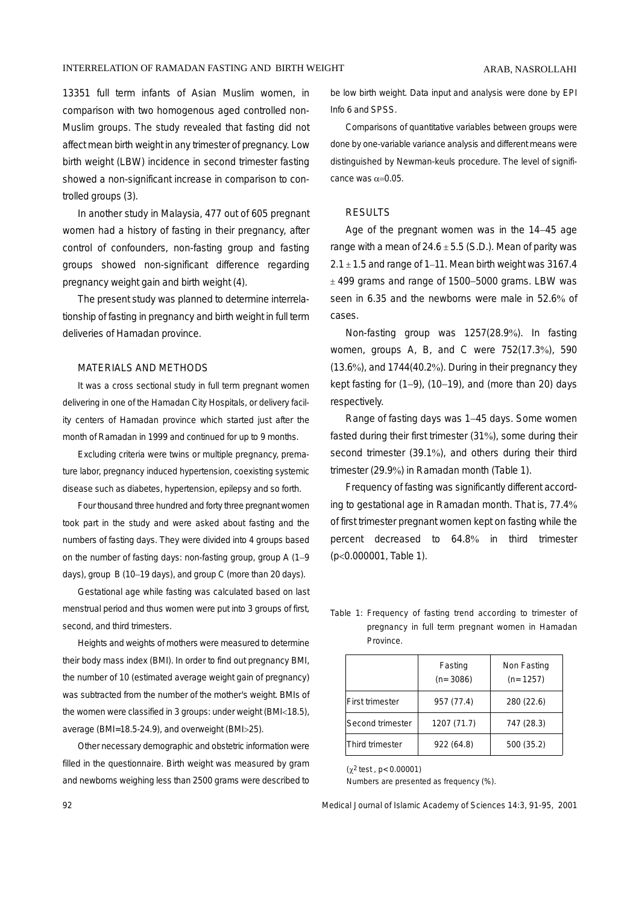13351 full term infants of Asian Muslim women, in comparison with two homogenous aged controlled non-Muslim groups. The study revealed that fasting did not affect mean birth weight in any trimester of pregnancy. Low birth weight (LBW) incidence in second trimester fasting showed a non-significant increase in comparison to controlled groups (3).

In another study in Malaysia, 477 out of 605 pregnant women had a history of fasting in their pregnancy, after control of confounders, non-fasting group and fasting groups showed non-significant difference regarding pregnancy weight gain and birth weight (4).

The present study was planned to determine interrelationship of fasting in pregnancy and birth weight in full term deliveries of Hamadan province.

## MATERIALS AND METHODS

It was a cross sectional study in full term pregnant women delivering in one of the Hamadan City Hospitals, or delivery facility centers of Hamadan province which started just after the month of Ramadan in 1999 and continued for up to 9 months.

Excluding criteria were twins or multiple pregnancy, premature labor, pregnancy induced hypertension, coexisting systemic disease such as diabetes, hypertension, epilepsy and so forth.

Four thousand three hundred and forty three pregnant women took part in the study and were asked about fasting and the numbers of fasting days. They were divided into 4 groups based on the number of fasting days: non-fasting group, group A (1–9 days), group B (10–19 days), and group C (more than 20 days).

Gestational age while fasting was calculated based on last menstrual period and thus women were put into 3 groups of first, second, and third trimesters.

Heights and weights of mothers were measured to determine their body mass index (BMI). In order to find out pregnancy BMI, the number of 10 (estimated average weight gain of pregnancy) was subtracted from the number of the mother's weight. BMIs of the women were classified in 3 groups: under weight (BMI<18.5), average (BMI=18.5-24.9), and overweight (BMI>25).

Other necessary demographic and obstetric information were filled in the questionnaire. Birth weight was measured by gram and newborns weighing less than 2500 grams were described to be low birth weight. Data input and analysis were done by EPI Info 6 and SPSS.

Comparisons of quantitative variables between groups were done by one-variable variance analysis and different means were distinguished by Newman-keuls procedure. The level of significance was $\alpha$=0.05.

## RESULTS

Age of the pregnant women was in the 14–45 age range with a mean of 24.6 ± 5.5 (S.D.). Mean of parity was 2.1 ± 1.5 and range of 1–11. Mean birth weight was 3167.4 ± 499 grams and range of 1500–5000 grams. LBW was seen in 6.35 and the newborns were male in 52.6% of cases.

Non-fasting group was 1257(28.9%). In fasting women, groups A, B, and C were 752(17.3%), 590 (13.6%), and 1744(40.2%). During in their pregnancy they kept fasting for (1–9), (10–19), and (more than 20) days respectively.

Range of fasting days was 1–45 days. Some women fasted during their first trimester (31%), some during their second trimester (39.1%), and others during their third trimester (29.9%) in Ramadan month (Table 1).

Frequency of fasting was significantly different according to gestational age in Ramadan month. That is, 77.4% of first trimester pregnant women kept on fasting while the percent decreased to 64.8% in third trimester ($p<0.000001$, Table 1).

Table 1: Frequency of fasting trend according to trimester of pregnancy in full term pregnant women in Hamadan Province.

| | Fasting (n=3086) | Non Fasting (n=1257) |
|---|---|---|
| First trimester | 957 (77.4) | 280 (22.6) |
| Second trimester | 1207 (71.7) | 747 (28.3) |
| Third trimester | 922 (64.8) | 500 (35.2) |

($\chi^2$ test, $p<0.00001$)
Numbers are presented as frequency (%).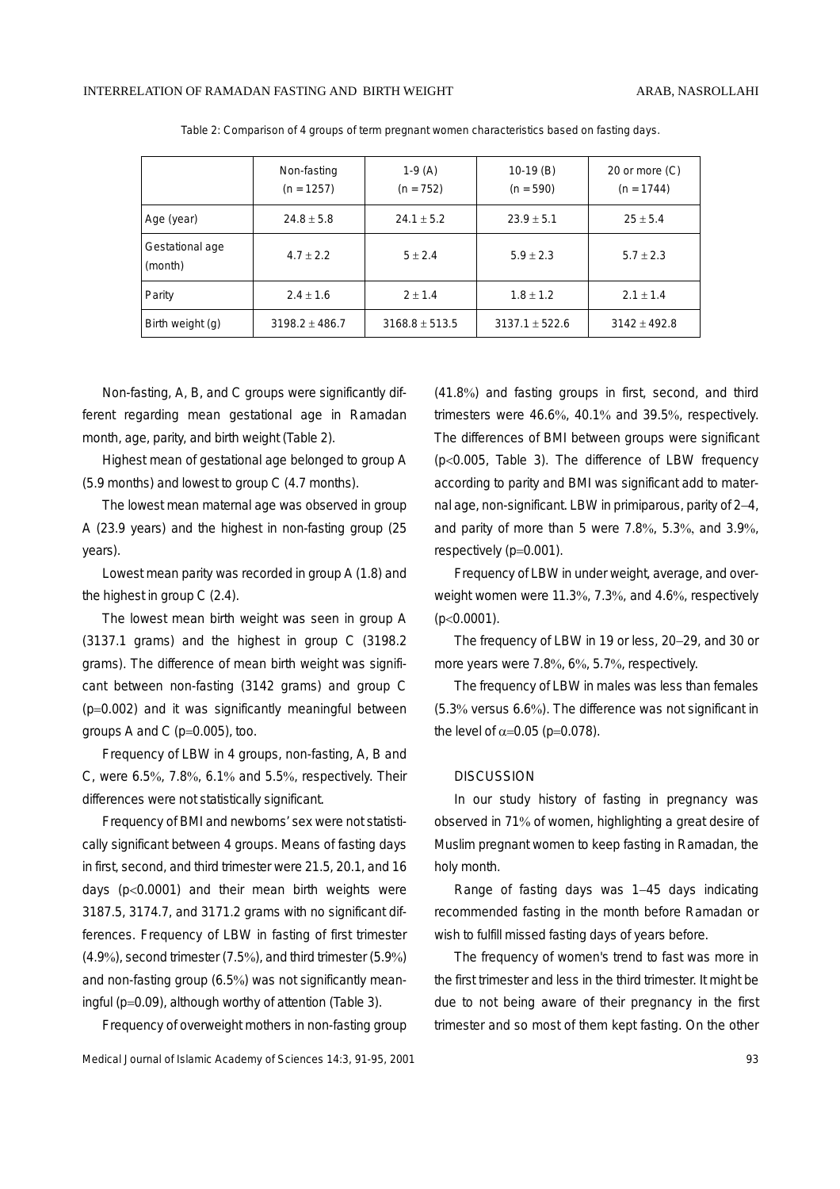Table 2: Comparison of 4 groups of term pregnant women characteristics based on fasting days.

| | Non-fasting (n = 1257) | 1-9 (A) (n = 752) | 10-19 (B) (n = 590) | 20 or more (C) (n = 1744) |
|---|---|---|---|---|
| Age (year) | 24.8 ± 5.8 | 24.1 ± 5.2 | 23.9 ± 5.1 | 25 ± 5.4 |
| Gestational age (month) | 4.7 ± 2.2 | 5 ± 2.4 | 5.9 ± 2.3 | 5.7 ± 2.3 |
| Parity | 2.4 ± 1.6 | 2 ± 1.4 | 1.8 ± 1.2 | 2.1 ± 1.4 |
| Birth weight (g) | 3198.2 ± 486.7 | 3168.8 ± 513.5 | 3137.1 ± 522.6 | 3142 ± 492.8 |

Non-fasting, A, B, and C groups were significantly different regarding mean gestational age in Ramadan month, age, parity, and birth weight (Table 2).

Highest mean of gestational age belonged to group A (5.9 months) and lowest to group C (4.7 months).

The lowest mean maternal age was observed in group A (23.9 years) and the highest in non-fasting group (25 years).

Lowest mean parity was recorded in group A (1.8) and the highest in group C (2.4).

The lowest mean birth weight was seen in group A (3137.1 grams) and the highest in group C (3198.2 grams). The difference of mean birth weight was significant between non-fasting (3142 grams) and group C ($p=0.002$) and it was significantly meaningful between groups A and C ($p=0.005$), too.

Frequency of LBW in 4 groups, non-fasting, A, B and C, were 6.5%, 7.8%, 6.1% and 5.5%, respectively. Their differences were not statistically significant.

Frequency of BMI and newborns' sex were not statistically significant between 4 groups. Means of fasting days in first, second, and third trimester were 21.5, 20.1, and 16 days ($p<0.0001$) and their mean birth weights were 3187.5, 3174.7, and 3171.2 grams with no significant differences. Frequency of LBW in fasting of first trimester (4.9%), second trimester (7.5%), and third trimester (5.9%) and non-fasting group (6.5%) was not significantly meaningful ($p=0.09$), although worthy of attention (Table 3).

Frequency of overweight mothers in non-fasting group (41.8%) and fasting groups in first, second, and third trimesters were 46.6%, 40.1% and 39.5%, respectively. The differences of BMI between groups were significant ($p<0.005$, Table 3). The difference of LBW frequency according to parity and BMI was significant add to maternal age, non-significant. LBW in primiparous, parity of 2–4, and parity of more than 5 were 7.8%, 5.3%, and 3.9%, respectively ($p=0.001$).

Frequency of LBW in under weight, average, and overweight women were 11.3%, 7.3%, and 4.6%, respectively ($p<0.0001$).

The frequency of LBW in 19 or less, 20–29, and 30 or more years were 7.8%, 6%, 5.7%, respectively.

The frequency of LBW in males was less than females (5.3% versus 6.6%). The difference was not significant in the level of $\alpha=0.05$ ($p=0.078$).

## DISCUSSION

In our study history of fasting in pregnancy was observed in 71% of women, highlighting a great desire of Muslim pregnant women to keep fasting in Ramadan, the holy month.

Range of fasting days was 1–45 days indicating recommended fasting in the month before Ramadan or wish to fulfill missed fasting days of years before.

The frequency of women's trend to fast was more in the first trimester and less in the third trimester. It might be due to not being aware of their pregnancy in the first trimester and so most of them kept fasting. On the other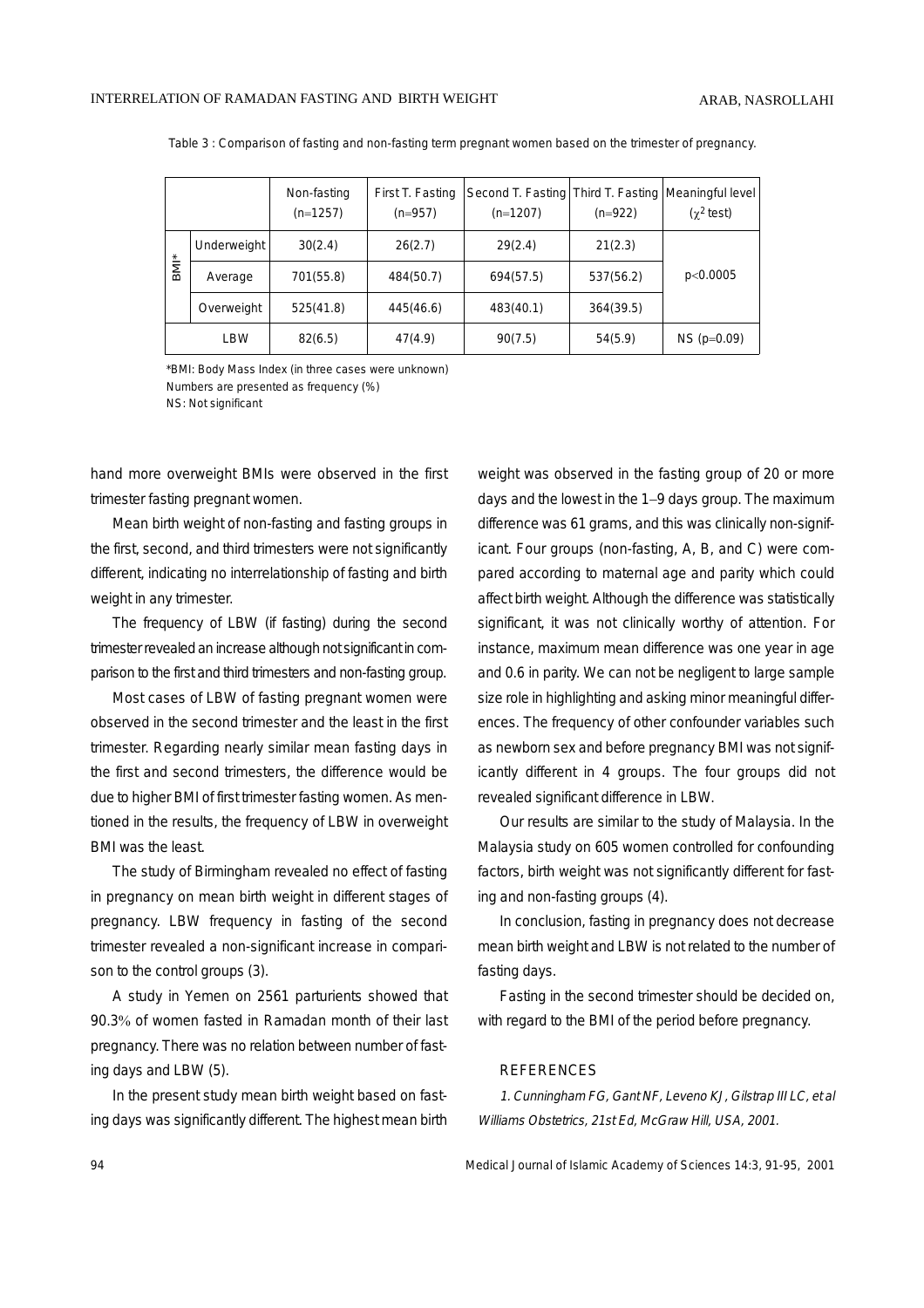Table 3 : Comparison of fasting and non-fasting term pregnant women based on the trimester of pregnancy.

| | | Non-fasting (n=1257) | First T. Fasting (n=957) | Second T. Fasting (n=1207) | Third T. Fasting (n=922) | Meaningful level ($\chi^2$ test) |
|---|---|---|---|---|---|---|
| BMI* | Underweight | 30(2.4) | 26(2.7) | 29(2.4) | 21(2.3) | p<0.0005 |
| | Average | 701(55.8) | 484(50.7) | 694(57.5) | 537(56.2) | |
| | Overweight | 525(41.8) | 445(46.6) | 483(40.1) | 364(39.5) | |
| LBW | | 82(6.5) | 47(4.9) | 90(7.5) | 54(5.9) | NS (p=0.09) |

*BMI: Body Mass Index (in three cases were unknown)
Numbers are presented as frequency (%)
NS: Not significant

hand more overweight BMIs were observed in the first trimester fasting pregnant women.

Mean birth weight of non-fasting and fasting groups in the first, second, and third trimesters were not significantly different, indicating no interrelationship of fasting and birth weight in any trimester.

The frequency of LBW (if fasting) during the second trimester revealed an increase although not significant in comparison to the first and third trimesters and non-fasting group.

Most cases of LBW of fasting pregnant women were observed in the second trimester and the least in the first trimester. Regarding nearly similar mean fasting days in the first and second trimesters, the difference would be due to higher BMI of first trimester fasting women. As mentioned in the results, the frequency of LBW in overweight BMI was the least.

The study of Birmingham revealed no effect of fasting in pregnancy on mean birth weight in different stages of pregnancy. LBW frequency in fasting of the second trimester revealed a non-significant increase in comparison to the control groups (3).

A study in Yemen on 2561 parturients showed that 90.3% of women fasted in Ramadan month of their last pregnancy. There was no relation between number of fasting days and LBW (5).

In the present study mean birth weight based on fasting days was significantly different. The highest mean birth weight was observed in the fasting group of 20 or more days and the lowest in the 1–9 days group. The maximum difference was 61 grams, and this was clinically non-significant. Four groups (non-fasting, A, B, and C) were compared according to maternal age and parity which could affect birth weight. Although the difference was statistically significant, it was not clinically worthy of attention. For instance, maximum mean difference was one year in age and 0.6 in parity. We can not be negligent to large sample size role in highlighting and asking minor meaningful differences. The frequency of other confounder variables such as newborn sex and before pregnancy BMI was not significantly different in 4 groups. The four groups did not revealed significant difference in LBW.

Our results are similar to the study of Malaysia. In the Malaysia study on 605 women controlled for confounding factors, birth weight was not significantly different for fasting and non-fasting groups (4).

In conclusion, fasting in pregnancy does not decrease mean birth weight and LBW is not related to the number of fasting days.

Fasting in the second trimester should be decided on, with regard to the BMI of the period before pregnancy.

## REFERENCES

1. *Cunningham FG, Gant NF, Leveno KJ, Gilstrap III LC, et al Williams Obstetrics, 21st Ed, McGraw Hill, USA, 2001.*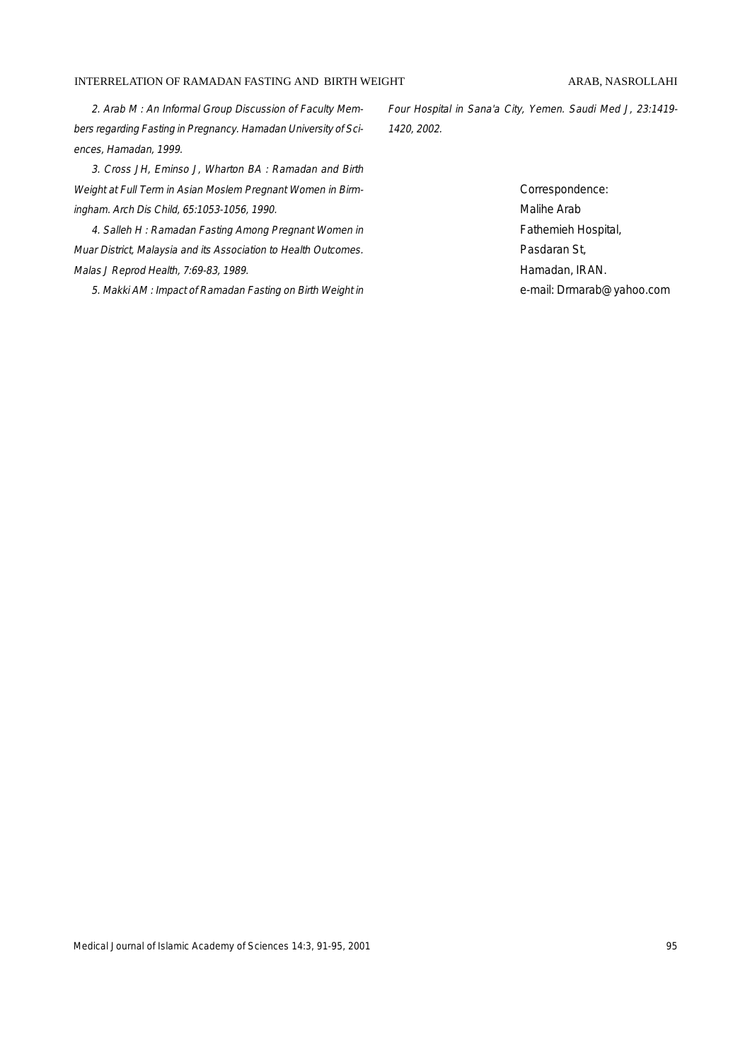2. Arab M : An Informal Group Discussion of Faculty Members regarding Fasting in Pregnancy. Hamadan University of Sciences, Hamadan, 1999.

3. Cross JH, Eminso J, Wharton BA : Ramadan and Birth Weight at Full Term in Asian Moslem Pregnant Women in Birmingham. Arch Dis Child, 65:1053-1056, 1990.

4. Salleh H : Ramadan Fasting Among Pregnant Women in Muar District, Malaysia and its Association to Health Outcomes. Malas J Reprod Health, 7:69-83, 1989.

5. Makki AM : Impact of Ramadan Fasting on Birth Weight in Four Hospital in Sana'a City, Yemen. Saudi Med J, 23:1419-1420, 2002.

Correspondence:
Malihe Arab
Fathemieh Hospital,
Pasdaran St,
Hamadan, IRAN.
e-mail: Drmarab@yahoo.com